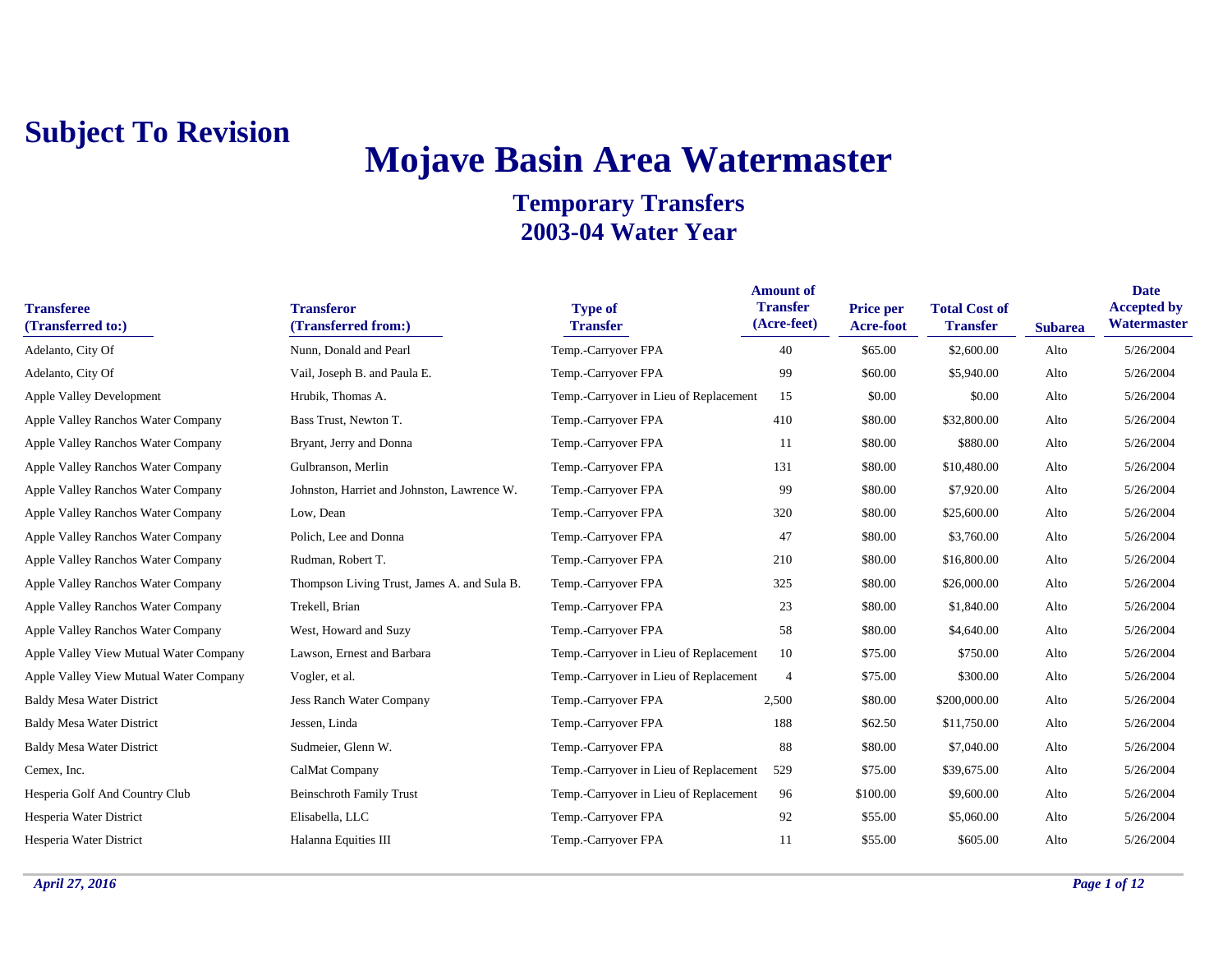**Subject To Revision**

# Mojave Basin Area Watermaster

## Temporary Transfers
## 2003-04 Water Year

| Transferee (Transferred to:) | Transferor (Transferred from:) | Type of Transfer | Amount of Transfer (Acre-feet) | Price per Acre-foot | Total Cost of Transfer | Subarea | Date Accepted by Watermaster |
|---|---|---|---|---|---|---|---|
| Adelanto, City Of | Nunn, Donald and Pearl | Temp.-Carryover FPA | 40 | $65.00 | $2,600.00 | Alto | 5/26/2004 |
| Adelanto, City Of | Vail, Joseph B. and Paula E. | Temp.-Carryover FPA | 99 | $60.00 | $5,940.00 | Alto | 5/26/2004 |
| Apple Valley Development | Hrubik, Thomas A. | Temp.-Carryover in Lieu of Replacement | 15 | $0.00 | $0.00 | Alto | 5/26/2004 |
| Apple Valley Ranchos Water Company | Bass Trust, Newton T. | Temp.-Carryover FPA | 410 | $80.00 | $32,800.00 | Alto | 5/26/2004 |
| Apple Valley Ranchos Water Company | Bryant, Jerry and Donna | Temp.-Carryover FPA | 11 | $80.00 | $880.00 | Alto | 5/26/2004 |
| Apple Valley Ranchos Water Company | Gulbranson, Merlin | Temp.-Carryover FPA | 131 | $80.00 | $10,480.00 | Alto | 5/26/2004 |
| Apple Valley Ranchos Water Company | Johnston, Harriet and Johnston, Lawrence W. | Temp.-Carryover FPA | 99 | $80.00 | $7,920.00 | Alto | 5/26/2004 |
| Apple Valley Ranchos Water Company | Low, Dean | Temp.-Carryover FPA | 320 | $80.00 | $25,600.00 | Alto | 5/26/2004 |
| Apple Valley Ranchos Water Company | Polich, Lee and Donna | Temp.-Carryover FPA | 47 | $80.00 | $3,760.00 | Alto | 5/26/2004 |
| Apple Valley Ranchos Water Company | Rudman, Robert T. | Temp.-Carryover FPA | 210 | $80.00 | $16,800.00 | Alto | 5/26/2004 |
| Apple Valley Ranchos Water Company | Thompson Living Trust, James A. and Sula B. | Temp.-Carryover FPA | 325 | $80.00 | $26,000.00 | Alto | 5/26/2004 |
| Apple Valley Ranchos Water Company | Trekell, Brian | Temp.-Carryover FPA | 23 | $80.00 | $1,840.00 | Alto | 5/26/2004 |
| Apple Valley Ranchos Water Company | West, Howard and Suzy | Temp.-Carryover FPA | 58 | $80.00 | $4,640.00 | Alto | 5/26/2004 |
| Apple Valley View Mutual Water Company | Lawson, Ernest and Barbara | Temp.-Carryover in Lieu of Replacement | 10 | $75.00 | $750.00 | Alto | 5/26/2004 |
| Apple Valley View Mutual Water Company | Vogler, et al. | Temp.-Carryover in Lieu of Replacement | 4 | $75.00 | $300.00 | Alto | 5/26/2004 |
| Baldy Mesa Water District | Jess Ranch Water Company | Temp.-Carryover FPA | 2,500 | $80.00 | $200,000.00 | Alto | 5/26/2004 |
| Baldy Mesa Water District | Jessen, Linda | Temp.-Carryover FPA | 188 | $62.50 | $11,750.00 | Alto | 5/26/2004 |
| Baldy Mesa Water District | Sudmeier, Glenn W. | Temp.-Carryover FPA | 88 | $80.00 | $7,040.00 | Alto | 5/26/2004 |
| Cemex, Inc. | CalMat Company | Temp.-Carryover in Lieu of Replacement | 529 | $75.00 | $39,675.00 | Alto | 5/26/2004 |
| Hesperia Golf And Country Club | Beinschroth Family Trust | Temp.-Carryover in Lieu of Replacement | 96 | $100.00 | $9,600.00 | Alto | 5/26/2004 |
| Hesperia Water District | Elisabella, LLC | Temp.-Carryover FPA | 92 | $55.00 | $5,060.00 | Alto | 5/26/2004 |
| Hesperia Water District | Halanna Equities III | Temp.-Carryover FPA | 11 | $55.00 | $605.00 | Alto | 5/26/2004 |

*April 27, 2016*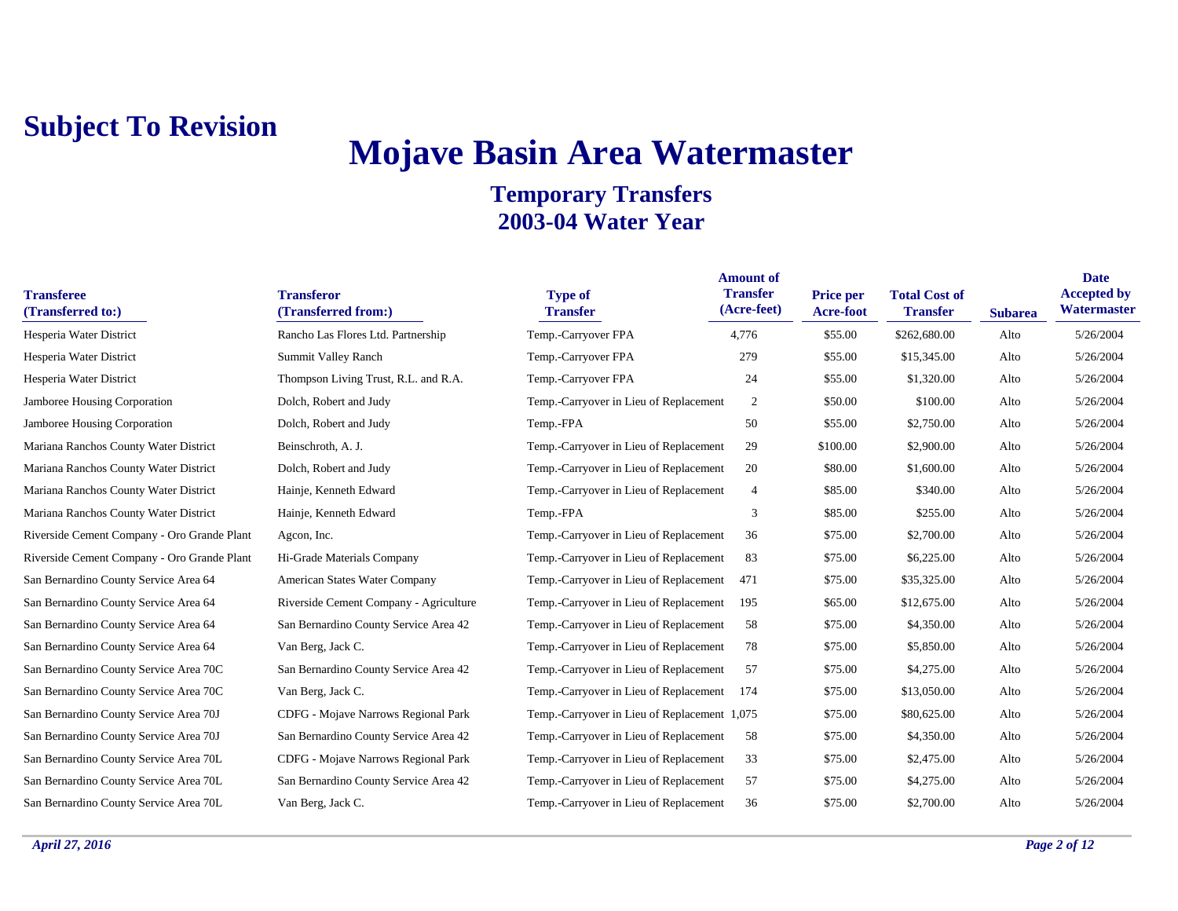**Subject To Revision**

# Mojave Basin Area Watermaster

## Temporary Transfers
## 2003-04 Water Year

| Transferee (Transferred to:) | Transferor (Transferred from:) | Type of Transfer | Amount of Transfer (Acre-feet) | Price per Acre-foot | Total Cost of Transfer | Subarea | Date Accepted by Watermaster |
|---|---|---|---|---|---|---|---|
| Hesperia Water District | Rancho Las Flores Ltd. Partnership | Temp.-Carryover FPA | 4,776 | $55.00 | $262,680.00 | Alto | 5/26/2004 |
| Hesperia Water District | Summit Valley Ranch | Temp.-Carryover FPA | 279 | $55.00 | $15,345.00 | Alto | 5/26/2004 |
| Hesperia Water District | Thompson Living Trust, R.L. and R.A. | Temp.-Carryover FPA | 24 | $55.00 | $1,320.00 | Alto | 5/26/2004 |
| Jamboree Housing Corporation | Dolch, Robert and Judy | Temp.-Carryover in Lieu of Replacement | 2 | $50.00 | $100.00 | Alto | 5/26/2004 |
| Jamboree Housing Corporation | Dolch, Robert and Judy | Temp.-FPA | 50 | $55.00 | $2,750.00 | Alto | 5/26/2004 |
| Mariana Ranchos County Water District | Beinschroth, A. J. | Temp.-Carryover in Lieu of Replacement | 29 | $100.00 | $2,900.00 | Alto | 5/26/2004 |
| Mariana Ranchos County Water District | Dolch, Robert and Judy | Temp.-Carryover in Lieu of Replacement | 20 | $80.00 | $1,600.00 | Alto | 5/26/2004 |
| Mariana Ranchos County Water District | Hainje, Kenneth Edward | Temp.-Carryover in Lieu of Replacement | 4 | $85.00 | $340.00 | Alto | 5/26/2004 |
| Mariana Ranchos County Water District | Hainje, Kenneth Edward | Temp.-FPA | 3 | $85.00 | $255.00 | Alto | 5/26/2004 |
| Riverside Cement Company - Oro Grande Plant | Agcon, Inc. | Temp.-Carryover in Lieu of Replacement | 36 | $75.00 | $2,700.00 | Alto | 5/26/2004 |
| Riverside Cement Company - Oro Grande Plant | Hi-Grade Materials Company | Temp.-Carryover in Lieu of Replacement | 83 | $75.00 | $6,225.00 | Alto | 5/26/2004 |
| San Bernardino County Service Area 64 | American States Water Company | Temp.-Carryover in Lieu of Replacement | 471 | $75.00 | $35,325.00 | Alto | 5/26/2004 |
| San Bernardino County Service Area 64 | Riverside Cement Company - Agriculture | Temp.-Carryover in Lieu of Replacement | 195 | $65.00 | $12,675.00 | Alto | 5/26/2004 |
| San Bernardino County Service Area 64 | San Bernardino County Service Area 42 | Temp.-Carryover in Lieu of Replacement | 58 | $75.00 | $4,350.00 | Alto | 5/26/2004 |
| San Bernardino County Service Area 64 | Van Berg, Jack C. | Temp.-Carryover in Lieu of Replacement | 78 | $75.00 | $5,850.00 | Alto | 5/26/2004 |
| San Bernardino County Service Area 70C | San Bernardino County Service Area 42 | Temp.-Carryover in Lieu of Replacement | 57 | $75.00 | $4,275.00 | Alto | 5/26/2004 |
| San Bernardino County Service Area 70C | Van Berg, Jack C. | Temp.-Carryover in Lieu of Replacement | 174 | $75.00 | $13,050.00 | Alto | 5/26/2004 |
| San Bernardino County Service Area 70J | CDFG - Mojave Narrows Regional Park | Temp.-Carryover in Lieu of Replacement | 1,075 | $75.00 | $80,625.00 | Alto | 5/26/2004 |
| San Bernardino County Service Area 70J | San Bernardino County Service Area 42 | Temp.-Carryover in Lieu of Replacement | 58 | $75.00 | $4,350.00 | Alto | 5/26/2004 |
| San Bernardino County Service Area 70L | CDFG - Mojave Narrows Regional Park | Temp.-Carryover in Lieu of Replacement | 33 | $75.00 | $2,475.00 | Alto | 5/26/2004 |
| San Bernardino County Service Area 70L | San Bernardino County Service Area 42 | Temp.-Carryover in Lieu of Replacement | 57 | $75.00 | $4,275.00 | Alto | 5/26/2004 |
| San Bernardino County Service Area 70L | Van Berg, Jack C. | Temp.-Carryover in Lieu of Replacement | 36 | $75.00 | $2,700.00 | Alto | 5/26/2004 |

*April 27, 2016*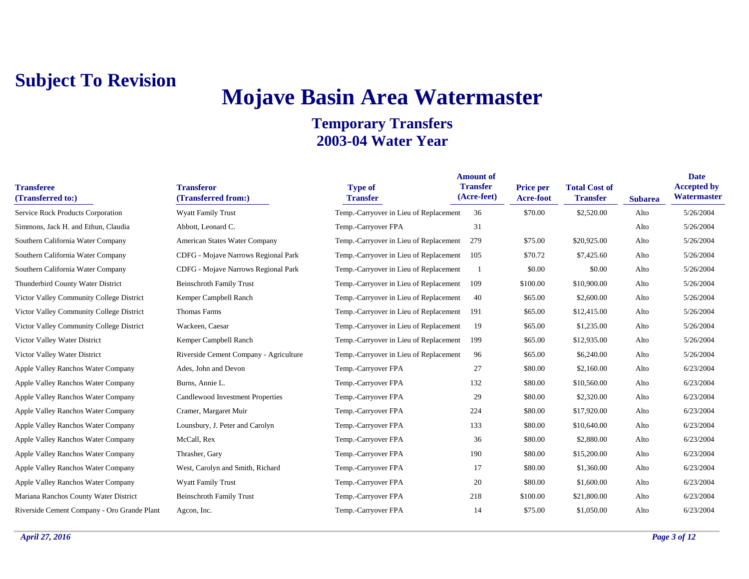**Subject To Revision**

# Mojave Basin Area Watermaster

## Temporary Transfers
## 2003-04 Water Year

| Transferee (Transferred to:) | Transferor (Transferred from:) | Type of Transfer | Amount of Transfer (Acre-feet) | Price per Acre-foot | Total Cost of Transfer | Subarea | Date Accepted by Watermaster |
|---|---|---|---|---|---|---|---|
| Service Rock Products Corporation | Wyatt Family Trust | Temp.-Carryover in Lieu of Replacement | 36 | $70.00 | $2,520.00 | Alto | 5/26/2004 |
| Simmons, Jack H. and Ethun, Claudia | Abbott, Leonard C. | Temp.-Carryover FPA | 31 | | | Alto | 5/26/2004 |
| Southern California Water Company | American States Water Company | Temp.-Carryover in Lieu of Replacement | 279 | $75.00 | $20,925.00 | Alto | 5/26/2004 |
| Southern California Water Company | CDFG - Mojave Narrows Regional Park | Temp.-Carryover in Lieu of Replacement | 105 | $70.72 | $7,425.60 | Alto | 5/26/2004 |
| Southern California Water Company | CDFG - Mojave Narrows Regional Park | Temp.-Carryover in Lieu of Replacement | 1 | $0.00 | $0.00 | Alto | 5/26/2004 |
| Thunderbird County Water District | Beinschroth Family Trust | Temp.-Carryover in Lieu of Replacement | 109 | $100.00 | $10,900.00 | Alto | 5/26/2004 |
| Victor Valley Community College District | Kemper Campbell Ranch | Temp.-Carryover in Lieu of Replacement | 40 | $65.00 | $2,600.00 | Alto | 5/26/2004 |
| Victor Valley Community College District | Thomas Farms | Temp.-Carryover in Lieu of Replacement | 191 | $65.00 | $12,415.00 | Alto | 5/26/2004 |
| Victor Valley Community College District | Wackeen, Caesar | Temp.-Carryover in Lieu of Replacement | 19 | $65.00 | $1,235.00 | Alto | 5/26/2004 |
| Victor Valley Water District | Kemper Campbell Ranch | Temp.-Carryover in Lieu of Replacement | 199 | $65.00 | $12,935.00 | Alto | 5/26/2004 |
| Victor Valley Water District | Riverside Cement Company - Agriculture | Temp.-Carryover in Lieu of Replacement | 96 | $65.00 | $6,240.00 | Alto | 5/26/2004 |
| Apple Valley Ranchos Water Company | Ades, John and Devon | Temp.-Carryover FPA | 27 | $80.00 | $2,160.00 | Alto | 6/23/2004 |
| Apple Valley Ranchos Water Company | Burns, Annie L. | Temp.-Carryover FPA | 132 | $80.00 | $10,560.00 | Alto | 6/23/2004 |
| Apple Valley Ranchos Water Company | Candlewood Investment Properties | Temp.-Carryover FPA | 29 | $80.00 | $2,320.00 | Alto | 6/23/2004 |
| Apple Valley Ranchos Water Company | Cramer, Margaret Muir | Temp.-Carryover FPA | 224 | $80.00 | $17,920.00 | Alto | 6/23/2004 |
| Apple Valley Ranchos Water Company | Lounsbury, J. Peter and Carolyn | Temp.-Carryover FPA | 133 | $80.00 | $10,640.00 | Alto | 6/23/2004 |
| Apple Valley Ranchos Water Company | McCall, Rex | Temp.-Carryover FPA | 36 | $80.00 | $2,880.00 | Alto | 6/23/2004 |
| Apple Valley Ranchos Water Company | Thrasher, Gary | Temp.-Carryover FPA | 190 | $80.00 | $15,200.00 | Alto | 6/23/2004 |
| Apple Valley Ranchos Water Company | West, Carolyn and Smith, Richard | Temp.-Carryover FPA | 17 | $80.00 | $1,360.00 | Alto | 6/23/2004 |
| Apple Valley Ranchos Water Company | Wyatt Family Trust | Temp.-Carryover FPA | 20 | $80.00 | $1,600.00 | Alto | 6/23/2004 |
| Mariana Ranchos County Water District | Beinschroth Family Trust | Temp.-Carryover FPA | 218 | $100.00 | $21,800.00 | Alto | 6/23/2004 |
| Riverside Cement Company - Oro Grande Plant | Agcon, Inc. | Temp.-Carryover FPA | 14 | $75.00 | $1,050.00 | Alto | 6/23/2004 |

*April 27, 2016*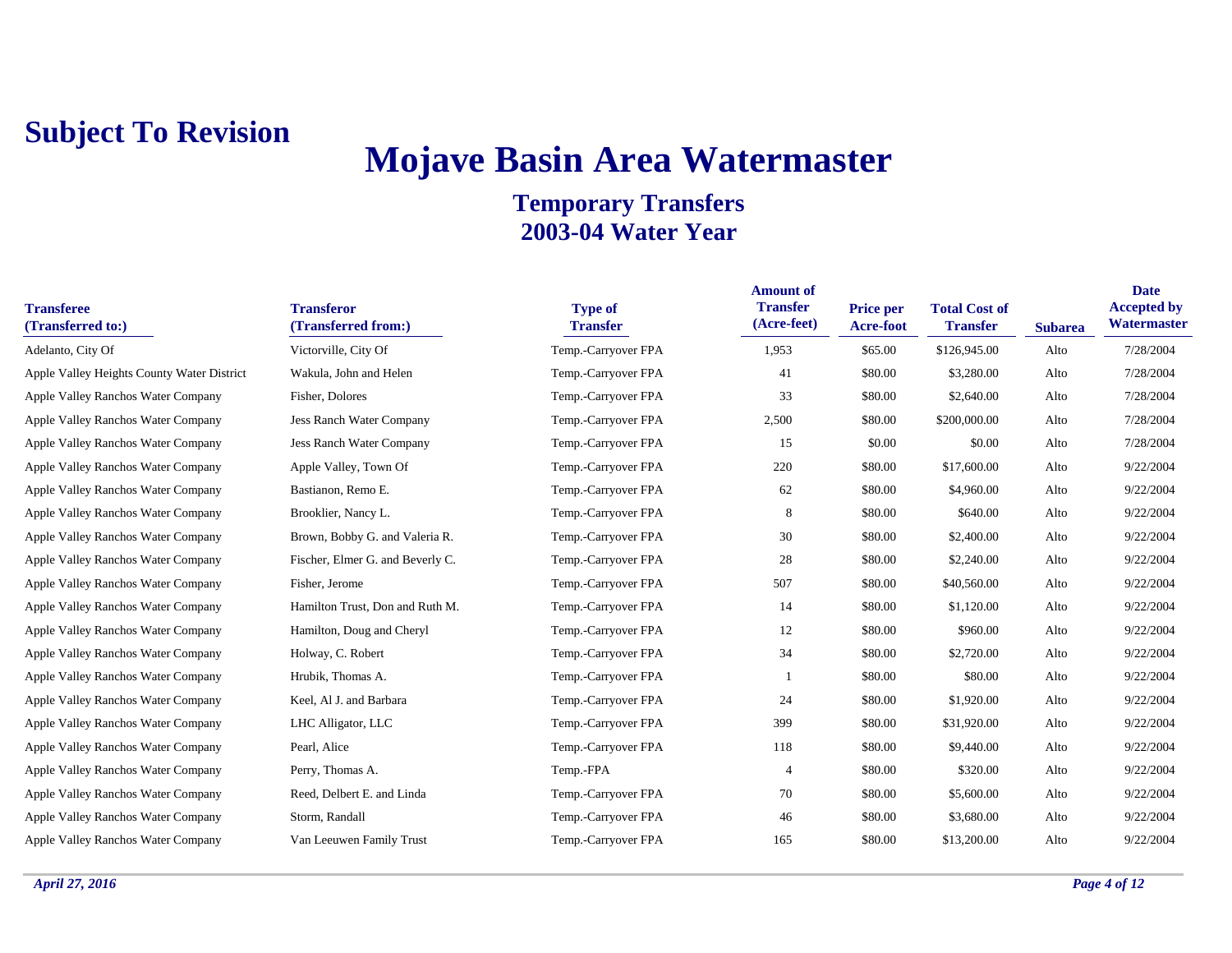**Subject To Revision**

# Mojave Basin Area Watermaster

## Temporary Transfers
## 2003-04 Water Year

| Transferee (Transferred to:) | Transferor (Transferred from:) | Type of Transfer | Amount of Transfer (Acre-feet) | Price per Acre-foot | Total Cost of Transfer | Subarea | Date Accepted by Watermaster |
|---|---|---|---|---|---|---|---|
| Adelanto, City Of | Victorville, City Of | Temp.-Carryover FPA | 1,953 | $65.00 | $126,945.00 | Alto | 7/28/2004 |
| Apple Valley Heights County Water District | Wakula, John and Helen | Temp.-Carryover FPA | 41 | $80.00 | $3,280.00 | Alto | 7/28/2004 |
| Apple Valley Ranchos Water Company | Fisher, Dolores | Temp.-Carryover FPA | 33 | $80.00 | $2,640.00 | Alto | 7/28/2004 |
| Apple Valley Ranchos Water Company | Jess Ranch Water Company | Temp.-Carryover FPA | 2,500 | $80.00 | $200,000.00 | Alto | 7/28/2004 |
| Apple Valley Ranchos Water Company | Jess Ranch Water Company | Temp.-Carryover FPA | 15 | $0.00 | $0.00 | Alto | 7/28/2004 |
| Apple Valley Ranchos Water Company | Apple Valley, Town Of | Temp.-Carryover FPA | 220 | $80.00 | $17,600.00 | Alto | 9/22/2004 |
| Apple Valley Ranchos Water Company | Bastianon, Remo E. | Temp.-Carryover FPA | 62 | $80.00 | $4,960.00 | Alto | 9/22/2004 |
| Apple Valley Ranchos Water Company | Brooklier, Nancy L. | Temp.-Carryover FPA | 8 | $80.00 | $640.00 | Alto | 9/22/2004 |
| Apple Valley Ranchos Water Company | Brown, Bobby G. and Valeria R. | Temp.-Carryover FPA | 30 | $80.00 | $2,400.00 | Alto | 9/22/2004 |
| Apple Valley Ranchos Water Company | Fischer, Elmer G. and Beverly C. | Temp.-Carryover FPA | 28 | $80.00 | $2,240.00 | Alto | 9/22/2004 |
| Apple Valley Ranchos Water Company | Fisher, Jerome | Temp.-Carryover FPA | 507 | $80.00 | $40,560.00 | Alto | 9/22/2004 |
| Apple Valley Ranchos Water Company | Hamilton Trust, Don and Ruth M. | Temp.-Carryover FPA | 14 | $80.00 | $1,120.00 | Alto | 9/22/2004 |
| Apple Valley Ranchos Water Company | Hamilton, Doug and Cheryl | Temp.-Carryover FPA | 12 | $80.00 | $960.00 | Alto | 9/22/2004 |
| Apple Valley Ranchos Water Company | Holway, C. Robert | Temp.-Carryover FPA | 34 | $80.00 | $2,720.00 | Alto | 9/22/2004 |
| Apple Valley Ranchos Water Company | Hrubik, Thomas A. | Temp.-Carryover FPA | 1 | $80.00 | $80.00 | Alto | 9/22/2004 |
| Apple Valley Ranchos Water Company | Keel, Al J. and Barbara | Temp.-Carryover FPA | 24 | $80.00 | $1,920.00 | Alto | 9/22/2004 |
| Apple Valley Ranchos Water Company | LHC Alligator, LLC | Temp.-Carryover FPA | 399 | $80.00 | $31,920.00 | Alto | 9/22/2004 |
| Apple Valley Ranchos Water Company | Pearl, Alice | Temp.-Carryover FPA | 118 | $80.00 | $9,440.00 | Alto | 9/22/2004 |
| Apple Valley Ranchos Water Company | Perry, Thomas A. | Temp.-FPA | 4 | $80.00 | $320.00 | Alto | 9/22/2004 |
| Apple Valley Ranchos Water Company | Reed, Delbert E. and Linda | Temp.-Carryover FPA | 70 | $80.00 | $5,600.00 | Alto | 9/22/2004 |
| Apple Valley Ranchos Water Company | Storm, Randall | Temp.-Carryover FPA | 46 | $80.00 | $3,680.00 | Alto | 9/22/2004 |
| Apple Valley Ranchos Water Company | Van Leeuwen Family Trust | Temp.-Carryover FPA | 165 | $80.00 | $13,200.00 | Alto | 9/22/2004 |

*April 27, 2016*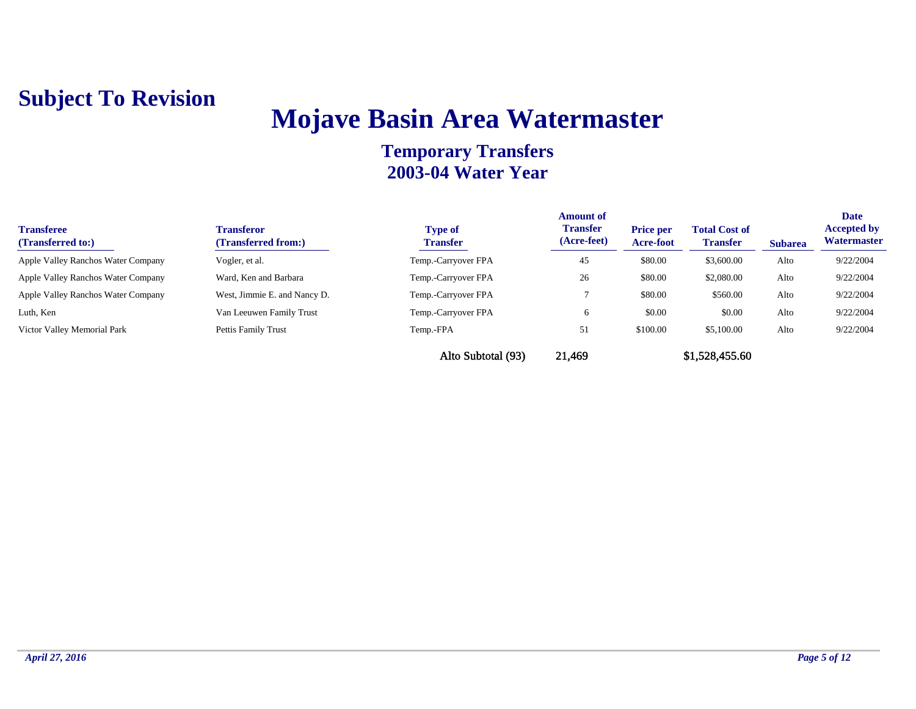**Subject To Revision**

# Mojave Basin Area Watermaster

## Temporary Transfers
## 2003-04 Water Year

| Transferee (Transferred to:) | Transferor (Transferred from:) | Type of Transfer | Amount of Transfer (Acre-feet) | Price per Acre-foot | Total Cost of Transfer | Subarea | Date Accepted by Watermaster |
|---|---|---|---|---|---|---|---|
| Apple Valley Ranchos Water Company | Vogler, et al. | Temp.-Carryover FPA | 45 | $80.00 | $3,600.00 | Alto | 9/22/2004 |
| Apple Valley Ranchos Water Company | Ward, Ken and Barbara | Temp.-Carryover FPA | 26 | $80.00 | $2,080.00 | Alto | 9/22/2004 |
| Apple Valley Ranchos Water Company | West, Jimmie E. and Nancy D. | Temp.-Carryover FPA | 7 | $80.00 | $560.00 | Alto | 9/22/2004 |
| Luth, Ken | Van Leeuwen Family Trust | Temp.-Carryover FPA | 6 | $0.00 | $0.00 | Alto | 9/22/2004 |
| Victor Valley Memorial Park | Pettis Family Trust | Temp.-FPA | 51 | $100.00 | $5,100.00 | Alto | 9/22/2004 |
| | | Alto Subtotal (93) | 21,469 | | $1,528,455.60 | | |

*April 27, 2016*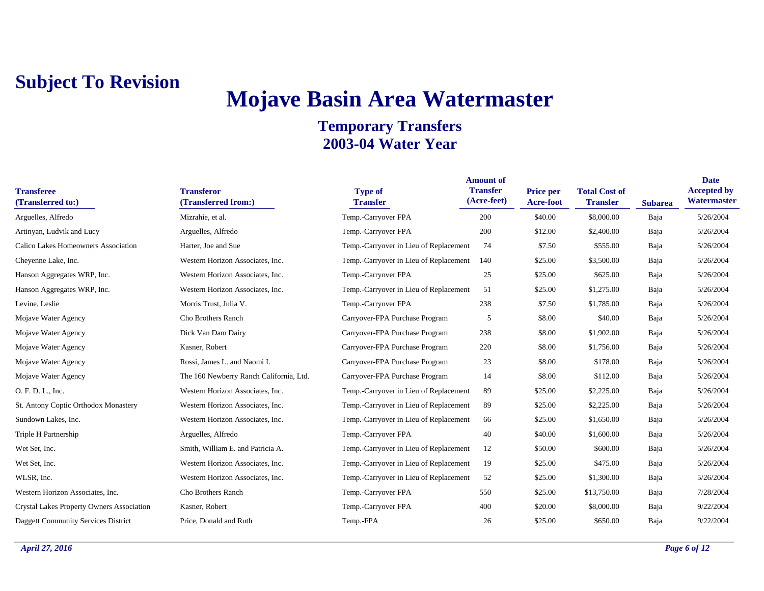**Subject To Revision**

# Mojave Basin Area Watermaster

## Temporary Transfers
## 2003-04 Water Year

| Transferee (Transferred to:) | Transferor (Transferred from:) | Type of Transfer | Amount of Transfer (Acre-feet) | Price per Acre-foot | Total Cost of Transfer | Subarea | Date Accepted by Watermaster |
|---|---|---|---|---|---|---|---|
| Arguelles, Alfredo | Mizrahie, et al. | Temp.-Carryover FPA | 200 | $40.00 | $8,000.00 | Baja | 5/26/2004 |
| Artinyan, Ludvik and Lucy | Arguelles, Alfredo | Temp.-Carryover FPA | 200 | $12.00 | $2,400.00 | Baja | 5/26/2004 |
| Calico Lakes Homeowners Association | Harter, Joe and Sue | Temp.-Carryover in Lieu of Replacement | 74 | $7.50 | $555.00 | Baja | 5/26/2004 |
| Cheyenne Lake, Inc. | Western Horizon Associates, Inc. | Temp.-Carryover in Lieu of Replacement | 140 | $25.00 | $3,500.00 | Baja | 5/26/2004 |
| Hanson Aggregates WRP, Inc. | Western Horizon Associates, Inc. | Temp.-Carryover FPA | 25 | $25.00 | $625.00 | Baja | 5/26/2004 |
| Hanson Aggregates WRP, Inc. | Western Horizon Associates, Inc. | Temp.-Carryover in Lieu of Replacement | 51 | $25.00 | $1,275.00 | Baja | 5/26/2004 |
| Levine, Leslie | Morris Trust, Julia V. | Temp.-Carryover FPA | 238 | $7.50 | $1,785.00 | Baja | 5/26/2004 |
| Mojave Water Agency | Cho Brothers Ranch | Carryover-FPA Purchase Program | 5 | $8.00 | $40.00 | Baja | 5/26/2004 |
| Mojave Water Agency | Dick Van Dam Dairy | Carryover-FPA Purchase Program | 238 | $8.00 | $1,902.00 | Baja | 5/26/2004 |
| Mojave Water Agency | Kasner, Robert | Carryover-FPA Purchase Program | 220 | $8.00 | $1,756.00 | Baja | 5/26/2004 |
| Mojave Water Agency | Rossi, James L. and Naomi I. | Carryover-FPA Purchase Program | 23 | $8.00 | $178.00 | Baja | 5/26/2004 |
| Mojave Water Agency | The 160 Newberry Ranch California, Ltd. | Carryover-FPA Purchase Program | 14 | $8.00 | $112.00 | Baja | 5/26/2004 |
| O. F. D. L., Inc. | Western Horizon Associates, Inc. | Temp.-Carryover in Lieu of Replacement | 89 | $25.00 | $2,225.00 | Baja | 5/26/2004 |
| St. Antony Coptic Orthodox Monastery | Western Horizon Associates, Inc. | Temp.-Carryover in Lieu of Replacement | 89 | $25.00 | $2,225.00 | Baja | 5/26/2004 |
| Sundown Lakes, Inc. | Western Horizon Associates, Inc. | Temp.-Carryover in Lieu of Replacement | 66 | $25.00 | $1,650.00 | Baja | 5/26/2004 |
| Triple H Partnership | Arguelles, Alfredo | Temp.-Carryover FPA | 40 | $40.00 | $1,600.00 | Baja | 5/26/2004 |
| Wet Set, Inc. | Smith, William E. and Patricia A. | Temp.-Carryover in Lieu of Replacement | 12 | $50.00 | $600.00 | Baja | 5/26/2004 |
| Wet Set, Inc. | Western Horizon Associates, Inc. | Temp.-Carryover in Lieu of Replacement | 19 | $25.00 | $475.00 | Baja | 5/26/2004 |
| WLSR, Inc. | Western Horizon Associates, Inc. | Temp.-Carryover in Lieu of Replacement | 52 | $25.00 | $1,300.00 | Baja | 5/26/2004 |
| Western Horizon Associates, Inc. | Cho Brothers Ranch | Temp.-Carryover FPA | 550 | $25.00 | $13,750.00 | Baja | 7/28/2004 |
| Crystal Lakes Property Owners Association | Kasner, Robert | Temp.-Carryover FPA | 400 | $20.00 | $8,000.00 | Baja | 9/22/2004 |
| Daggett Community Services District | Price, Donald and Ruth | Temp.-FPA | 26 | $25.00 | $650.00 | Baja | 9/22/2004 |

*April 27, 2016*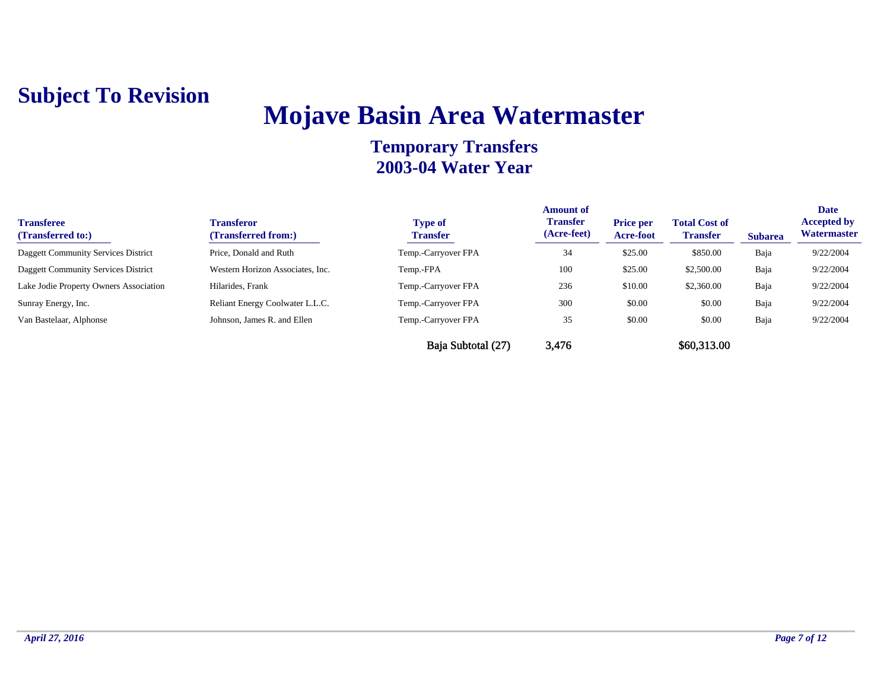**Subject To Revision**

# Mojave Basin Area Watermaster

## Temporary Transfers
## 2003-04 Water Year

| Transferee (Transferred to:) | Transferor (Transferred from:) | Type of Transfer | Amount of Transfer (Acre-feet) | Price per Acre-foot | Total Cost of Transfer | Subarea | Date Accepted by Watermaster |
|---|---|---|---|---|---|---|---|
| Daggett Community Services District | Price, Donald and Ruth | Temp.-Carryover FPA | 34 | $25.00 | $850.00 | Baja | 9/22/2004 |
| Daggett Community Services District | Western Horizon Associates, Inc. | Temp.-FPA | 100 | $25.00 | $2,500.00 | Baja | 9/22/2004 |
| Lake Jodie Property Owners Association | Hilarides, Frank | Temp.-Carryover FPA | 236 | $10.00 | $2,360.00 | Baja | 9/22/2004 |
| Sunray Energy, Inc. | Reliant Energy Coolwater L.L.C. | Temp.-Carryover FPA | 300 | $0.00 | $0.00 | Baja | 9/22/2004 |
| Van Bastelaar, Alphonse | Johnson, James R. and Ellen | Temp.-Carryover FPA | 35 | $0.00 | $0.00 | Baja | 9/22/2004 |
| | | Baja Subtotal (27) | 3,476 | | $60,313.00 | | |

*April 27, 2016*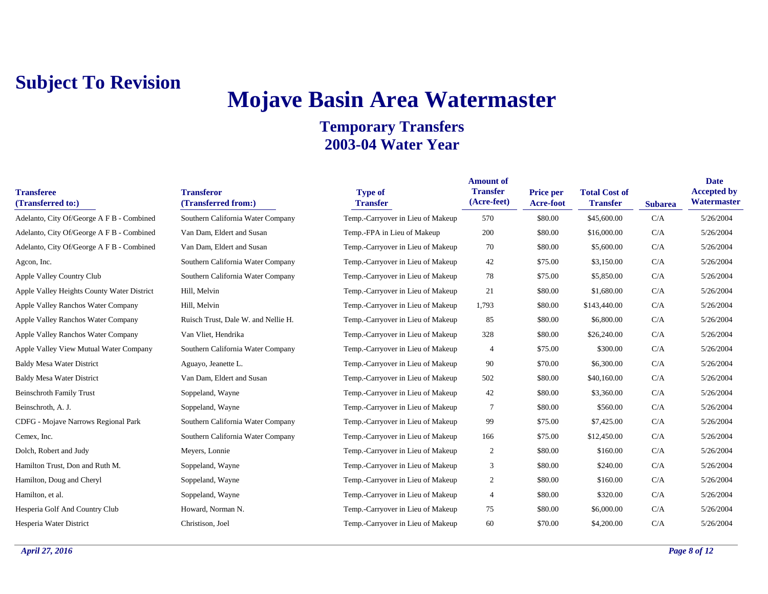**Subject To Revision**

# Mojave Basin Area Watermaster

## Temporary Transfers
## 2003-04 Water Year

| Transferee (Transferred to:) | Transferor (Transferred from:) | Type of Transfer | Amount of Transfer (Acre-feet) | Price per Acre-foot | Total Cost of Transfer | Subarea | Date Accepted by Watermaster |
|---|---|---|---|---|---|---|---|
| Adelanto, City Of/George A F B - Combined | Southern California Water Company | Temp.-Carryover in Lieu of Makeup | 570 | $80.00 | $45,600.00 | C/A | 5/26/2004 |
| Adelanto, City Of/George A F B - Combined | Van Dam, Eldert and Susan | Temp.-FPA in Lieu of Makeup | 200 | $80.00 | $16,000.00 | C/A | 5/26/2004 |
| Adelanto, City Of/George A F B - Combined | Van Dam, Eldert and Susan | Temp.-Carryover in Lieu of Makeup | 70 | $80.00 | $5,600.00 | C/A | 5/26/2004 |
| Agcon, Inc. | Southern California Water Company | Temp.-Carryover in Lieu of Makeup | 42 | $75.00 | $3,150.00 | C/A | 5/26/2004 |
| Apple Valley Country Club | Southern California Water Company | Temp.-Carryover in Lieu of Makeup | 78 | $75.00 | $5,850.00 | C/A | 5/26/2004 |
| Apple Valley Heights County Water District | Hill, Melvin | Temp.-Carryover in Lieu of Makeup | 21 | $80.00 | $1,680.00 | C/A | 5/26/2004 |
| Apple Valley Ranchos Water Company | Hill, Melvin | Temp.-Carryover in Lieu of Makeup | 1,793 | $80.00 | $143,440.00 | C/A | 5/26/2004 |
| Apple Valley Ranchos Water Company | Ruisch Trust, Dale W. and Nellie H. | Temp.-Carryover in Lieu of Makeup | 85 | $80.00 | $6,800.00 | C/A | 5/26/2004 |
| Apple Valley Ranchos Water Company | Van Vliet, Hendrika | Temp.-Carryover in Lieu of Makeup | 328 | $80.00 | $26,240.00 | C/A | 5/26/2004 |
| Apple Valley View Mutual Water Company | Southern California Water Company | Temp.-Carryover in Lieu of Makeup | 4 | $75.00 | $300.00 | C/A | 5/26/2004 |
| Baldy Mesa Water District | Aguayo, Jeanette L. | Temp.-Carryover in Lieu of Makeup | 90 | $70.00 | $6,300.00 | C/A | 5/26/2004 |
| Baldy Mesa Water District | Van Dam, Eldert and Susan | Temp.-Carryover in Lieu of Makeup | 502 | $80.00 | $40,160.00 | C/A | 5/26/2004 |
| Beinschroth Family Trust | Soppeland, Wayne | Temp.-Carryover in Lieu of Makeup | 42 | $80.00 | $3,360.00 | C/A | 5/26/2004 |
| Beinschroth, A. J. | Soppeland, Wayne | Temp.-Carryover in Lieu of Makeup | 7 | $80.00 | $560.00 | C/A | 5/26/2004 |
| CDFG - Mojave Narrows Regional Park | Southern California Water Company | Temp.-Carryover in Lieu of Makeup | 99 | $75.00 | $7,425.00 | C/A | 5/26/2004 |
| Cemex, Inc. | Southern California Water Company | Temp.-Carryover in Lieu of Makeup | 166 | $75.00 | $12,450.00 | C/A | 5/26/2004 |
| Dolch, Robert and Judy | Meyers, Lonnie | Temp.-Carryover in Lieu of Makeup | 2 | $80.00 | $160.00 | C/A | 5/26/2004 |
| Hamilton Trust, Don and Ruth M. | Soppeland, Wayne | Temp.-Carryover in Lieu of Makeup | 3 | $80.00 | $240.00 | C/A | 5/26/2004 |
| Hamilton, Doug and Cheryl | Soppeland, Wayne | Temp.-Carryover in Lieu of Makeup | 2 | $80.00 | $160.00 | C/A | 5/26/2004 |
| Hamilton, et al. | Soppeland, Wayne | Temp.-Carryover in Lieu of Makeup | 4 | $80.00 | $320.00 | C/A | 5/26/2004 |
| Hesperia Golf And Country Club | Howard, Norman N. | Temp.-Carryover in Lieu of Makeup | 75 | $80.00 | $6,000.00 | C/A | 5/26/2004 |
| Hesperia Water District | Christison, Joel | Temp.-Carryover in Lieu of Makeup | 60 | $70.00 | $4,200.00 | C/A | 5/26/2004 |

*April 27, 2016*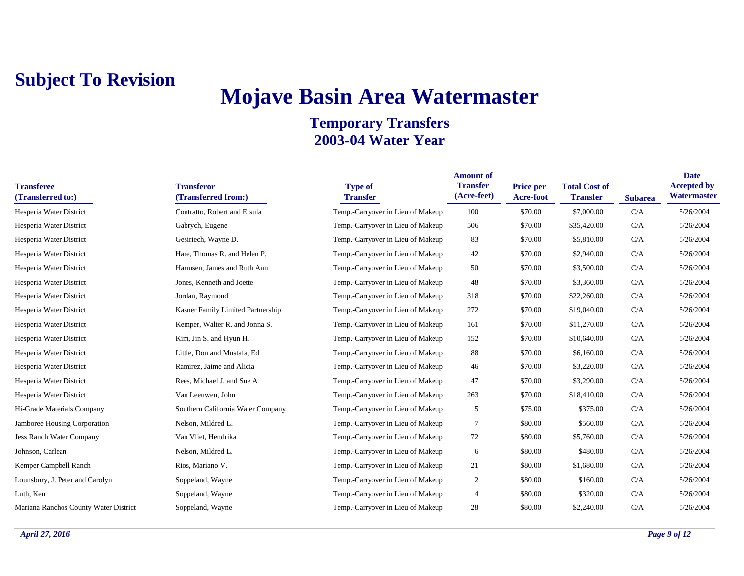**Subject To Revision**

# Mojave Basin Area Watermaster

## Temporary Transfers
## 2003-04 Water Year

| Transferee (Transferred to:) | Transferor (Transferred from:) | Type of Transfer | Amount of Transfer (Acre-feet) | Price per Acre-foot | Total Cost of Transfer | Subarea | Date Accepted by Watermaster |
|---|---|---|---|---|---|---|---|
| Hesperia Water District | Contratto, Robert and Ersula | Temp.-Carryover in Lieu of Makeup | 100 | $70.00 | $7,000.00 | C/A | 5/26/2004 |
| Hesperia Water District | Gabrych, Eugene | Temp.-Carryover in Lieu of Makeup | 506 | $70.00 | $35,420.00 | C/A | 5/26/2004 |
| Hesperia Water District | Gesiriech, Wayne D. | Temp.-Carryover in Lieu of Makeup | 83 | $70.00 | $5,810.00 | C/A | 5/26/2004 |
| Hesperia Water District | Hare, Thomas R. and Helen P. | Temp.-Carryover in Lieu of Makeup | 42 | $70.00 | $2,940.00 | C/A | 5/26/2004 |
| Hesperia Water District | Harmsen, James and Ruth Ann | Temp.-Carryover in Lieu of Makeup | 50 | $70.00 | $3,500.00 | C/A | 5/26/2004 |
| Hesperia Water District | Jones, Kenneth and Joette | Temp.-Carryover in Lieu of Makeup | 48 | $70.00 | $3,360.00 | C/A | 5/26/2004 |
| Hesperia Water District | Jordan, Raymond | Temp.-Carryover in Lieu of Makeup | 318 | $70.00 | $22,260.00 | C/A | 5/26/2004 |
| Hesperia Water District | Kasner Family Limited Partnership | Temp.-Carryover in Lieu of Makeup | 272 | $70.00 | $19,040.00 | C/A | 5/26/2004 |
| Hesperia Water District | Kemper, Walter R. and Jonna S. | Temp.-Carryover in Lieu of Makeup | 161 | $70.00 | $11,270.00 | C/A | 5/26/2004 |
| Hesperia Water District | Kim, Jin S. and Hyun H. | Temp.-Carryover in Lieu of Makeup | 152 | $70.00 | $10,640.00 | C/A | 5/26/2004 |
| Hesperia Water District | Little, Don and Mustafa, Ed | Temp.-Carryover in Lieu of Makeup | 88 | $70.00 | $6,160.00 | C/A | 5/26/2004 |
| Hesperia Water District | Ramirez, Jaime and Alicia | Temp.-Carryover in Lieu of Makeup | 46 | $70.00 | $3,220.00 | C/A | 5/26/2004 |
| Hesperia Water District | Rees, Michael J. and Sue A | Temp.-Carryover in Lieu of Makeup | 47 | $70.00 | $3,290.00 | C/A | 5/26/2004 |
| Hesperia Water District | Van Leeuwen, John | Temp.-Carryover in Lieu of Makeup | 263 | $70.00 | $18,410.00 | C/A | 5/26/2004 |
| Hi-Grade Materials Company | Southern California Water Company | Temp.-Carryover in Lieu of Makeup | 5 | $75.00 | $375.00 | C/A | 5/26/2004 |
| Jamboree Housing Corporation | Nelson, Mildred L. | Temp.-Carryover in Lieu of Makeup | 7 | $80.00 | $560.00 | C/A | 5/26/2004 |
| Jess Ranch Water Company | Van Vliet, Hendrika | Temp.-Carryover in Lieu of Makeup | 72 | $80.00 | $5,760.00 | C/A | 5/26/2004 |
| Johnson, Carlean | Nelson, Mildred L. | Temp.-Carryover in Lieu of Makeup | 6 | $80.00 | $480.00 | C/A | 5/26/2004 |
| Kemper Campbell Ranch | Rios, Mariano V. | Temp.-Carryover in Lieu of Makeup | 21 | $80.00 | $1,680.00 | C/A | 5/26/2004 |
| Lounsbury, J. Peter and Carolyn | Soppeland, Wayne | Temp.-Carryover in Lieu of Makeup | 2 | $80.00 | $160.00 | C/A | 5/26/2004 |
| Luth, Ken | Soppeland, Wayne | Temp.-Carryover in Lieu of Makeup | 4 | $80.00 | $320.00 | C/A | 5/26/2004 |
| Mariana Ranchos County Water District | Soppeland, Wayne | Temp.-Carryover in Lieu of Makeup | 28 | $80.00 | $2,240.00 | C/A | 5/26/2004 |

*April 27, 2016*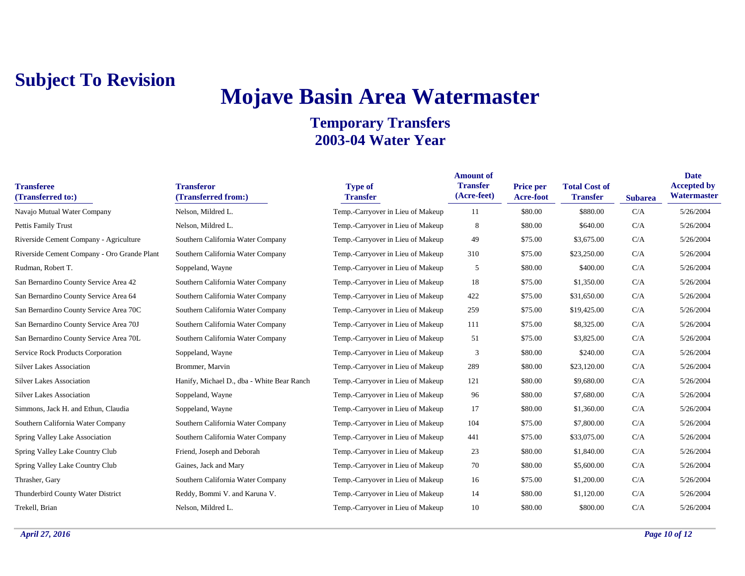**Subject To Revision**

# Mojave Basin Area Watermaster

## Temporary Transfers
## 2003-04 Water Year

| Transferee (Transferred to:) | Transferor (Transferred from:) | Type of Transfer | Amount of Transfer (Acre-feet) | Price per Acre-foot | Total Cost of Transfer | Subarea | Date Accepted by Watermaster |
|---|---|---|---|---|---|---|---|
| Navajo Mutual Water Company | Nelson, Mildred L. | Temp.-Carryover in Lieu of Makeup | 11 | $80.00 | $880.00 | C/A | 5/26/2004 |
| Pettis Family Trust | Nelson, Mildred L. | Temp.-Carryover in Lieu of Makeup | 8 | $80.00 | $640.00 | C/A | 5/26/2004 |
| Riverside Cement Company - Agriculture | Southern California Water Company | Temp.-Carryover in Lieu of Makeup | 49 | $75.00 | $3,675.00 | C/A | 5/26/2004 |
| Riverside Cement Company - Oro Grande Plant | Southern California Water Company | Temp.-Carryover in Lieu of Makeup | 310 | $75.00 | $23,250.00 | C/A | 5/26/2004 |
| Rudman, Robert T. | Soppeland, Wayne | Temp.-Carryover in Lieu of Makeup | 5 | $80.00 | $400.00 | C/A | 5/26/2004 |
| San Bernardino County Service Area 42 | Southern California Water Company | Temp.-Carryover in Lieu of Makeup | 18 | $75.00 | $1,350.00 | C/A | 5/26/2004 |
| San Bernardino County Service Area 64 | Southern California Water Company | Temp.-Carryover in Lieu of Makeup | 422 | $75.00 | $31,650.00 | C/A | 5/26/2004 |
| San Bernardino County Service Area 70C | Southern California Water Company | Temp.-Carryover in Lieu of Makeup | 259 | $75.00 | $19,425.00 | C/A | 5/26/2004 |
| San Bernardino County Service Area 70J | Southern California Water Company | Temp.-Carryover in Lieu of Makeup | 111 | $75.00 | $8,325.00 | C/A | 5/26/2004 |
| San Bernardino County Service Area 70L | Southern California Water Company | Temp.-Carryover in Lieu of Makeup | 51 | $75.00 | $3,825.00 | C/A | 5/26/2004 |
| Service Rock Products Corporation | Soppeland, Wayne | Temp.-Carryover in Lieu of Makeup | 3 | $80.00 | $240.00 | C/A | 5/26/2004 |
| Silver Lakes Association | Brommer, Marvin | Temp.-Carryover in Lieu of Makeup | 289 | $80.00 | $23,120.00 | C/A | 5/26/2004 |
| Silver Lakes Association | Hanify, Michael D., dba - White Bear Ranch | Temp.-Carryover in Lieu of Makeup | 121 | $80.00 | $9,680.00 | C/A | 5/26/2004 |
| Silver Lakes Association | Soppeland, Wayne | Temp.-Carryover in Lieu of Makeup | 96 | $80.00 | $7,680.00 | C/A | 5/26/2004 |
| Simmons, Jack H. and Ethun, Claudia | Soppeland, Wayne | Temp.-Carryover in Lieu of Makeup | 17 | $80.00 | $1,360.00 | C/A | 5/26/2004 |
| Southern California Water Company | Southern California Water Company | Temp.-Carryover in Lieu of Makeup | 104 | $75.00 | $7,800.00 | C/A | 5/26/2004 |
| Spring Valley Lake Association | Southern California Water Company | Temp.-Carryover in Lieu of Makeup | 441 | $75.00 | $33,075.00 | C/A | 5/26/2004 |
| Spring Valley Lake Country Club | Friend, Joseph and Deborah | Temp.-Carryover in Lieu of Makeup | 23 | $80.00 | $1,840.00 | C/A | 5/26/2004 |
| Spring Valley Lake Country Club | Gaines, Jack and Mary | Temp.-Carryover in Lieu of Makeup | 70 | $80.00 | $5,600.00 | C/A | 5/26/2004 |
| Thrasher, Gary | Southern California Water Company | Temp.-Carryover in Lieu of Makeup | 16 | $75.00 | $1,200.00 | C/A | 5/26/2004 |
| Thunderbird County Water District | Reddy, Bommi V. and Karuna V. | Temp.-Carryover in Lieu of Makeup | 14 | $80.00 | $1,120.00 | C/A | 5/26/2004 |
| Trekell, Brian | Nelson, Mildred L. | Temp.-Carryover in Lieu of Makeup | 10 | $80.00 | $800.00 | C/A | 5/26/2004 |

*April 27, 2016*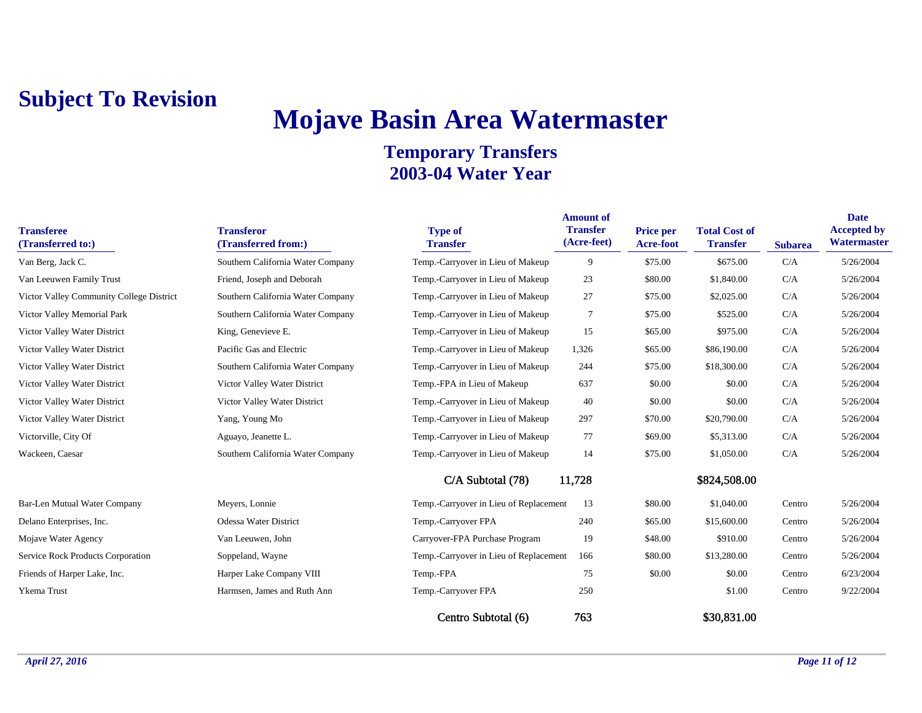**Subject To Revision**

# Mojave Basin Area Watermaster

## Temporary Transfers
## 2003-04 Water Year

| Transferee (Transferred to:) | Transferor (Transferred from:) | Type of Transfer | Amount of Transfer (Acre-feet) | Price per Acre-foot | Total Cost of Transfer | Subarea | Date Accepted by Watermaster |
|---|---|---|---|---|---|---|---|
| Van Berg, Jack C. | Southern California Water Company | Temp.-Carryover in Lieu of Makeup | 9 | $75.00 | $675.00 | C/A | 5/26/2004 |
| Van Leeuwen Family Trust | Friend, Joseph and Deborah | Temp.-Carryover in Lieu of Makeup | 23 | $80.00 | $1,840.00 | C/A | 5/26/2004 |
| Victor Valley Community College District | Southern California Water Company | Temp.-Carryover in Lieu of Makeup | 27 | $75.00 | $2,025.00 | C/A | 5/26/2004 |
| Victor Valley Memorial Park | Southern California Water Company | Temp.-Carryover in Lieu of Makeup | 7 | $75.00 | $525.00 | C/A | 5/26/2004 |
| Victor Valley Water District | King, Genevieve E. | Temp.-Carryover in Lieu of Makeup | 15 | $65.00 | $975.00 | C/A | 5/26/2004 |
| Victor Valley Water District | Pacific Gas and Electric | Temp.-Carryover in Lieu of Makeup | 1,326 | $65.00 | $86,190.00 | C/A | 5/26/2004 |
| Victor Valley Water District | Southern California Water Company | Temp.-Carryover in Lieu of Makeup | 244 | $75.00 | $18,300.00 | C/A | 5/26/2004 |
| Victor Valley Water District | Victor Valley Water District | Temp.-FPA in Lieu of Makeup | 637 | $0.00 | $0.00 | C/A | 5/26/2004 |
| Victor Valley Water District | Victor Valley Water District | Temp.-Carryover in Lieu of Makeup | 40 | $0.00 | $0.00 | C/A | 5/26/2004 |
| Victor Valley Water District | Yang, Young Mo | Temp.-Carryover in Lieu of Makeup | 297 | $70.00 | $20,790.00 | C/A | 5/26/2004 |
| Victorville, City Of | Aguayo, Jeanette L. | Temp.-Carryover in Lieu of Makeup | 77 | $69.00 | $5,313.00 | C/A | 5/26/2004 |
| Wackeen, Caesar | Southern California Water Company | Temp.-Carryover in Lieu of Makeup | 14 | $75.00 | $1,050.00 | C/A | 5/26/2004 |
| | | C/A Subtotal (78) | 11,728 | | $824,508.00 | | |
| Bar-Len Mutual Water Company | Meyers, Lonnie | Temp.-Carryover in Lieu of Replacement | 13 | $80.00 | $1,040.00 | Centro | 5/26/2004 |
| Delano Enterprises, Inc. | Odessa Water District | Temp.-Carryover FPA | 240 | $65.00 | $15,600.00 | Centro | 5/26/2004 |
| Mojave Water Agency | Van Leeuwen, John | Carryover-FPA Purchase Program | 19 | $48.00 | $910.00 | Centro | 5/26/2004 |
| Service Rock Products Corporation | Soppeland, Wayne | Temp.-Carryover in Lieu of Replacement | 166 | $80.00 | $13,280.00 | Centro | 5/26/2004 |
| Friends of Harper Lake, Inc. | Harper Lake Company VIII | Temp.-FPA | 75 | $0.00 | $0.00 | Centro | 6/23/2004 |
| Ykema Trust | Harmsen, James and Ruth Ann | Temp.-Carryover FPA | 250 | | $1.00 | Centro | 9/22/2004 |
| | | Centro Subtotal (6) | 763 | | $30,831.00 | | |

*April 27, 2016*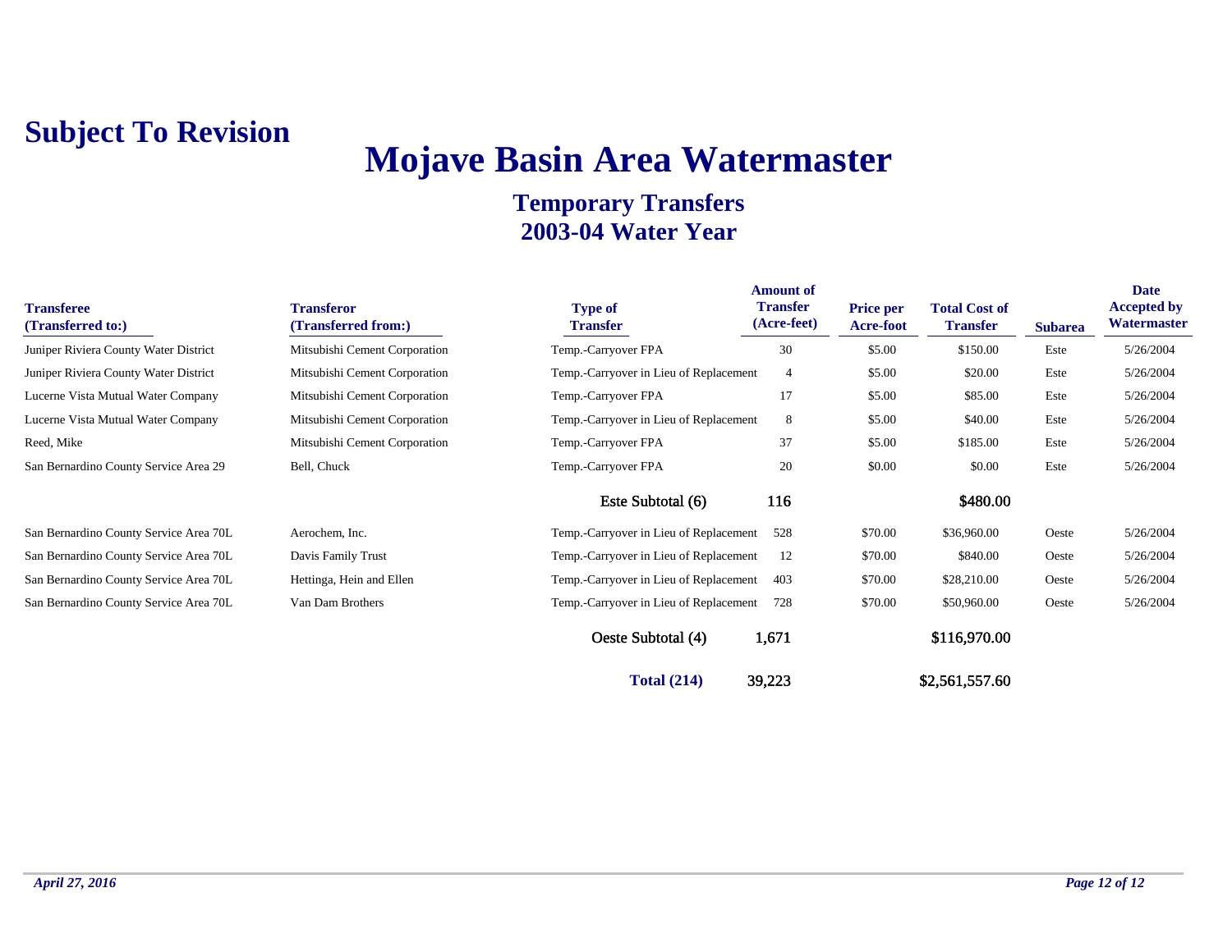**Subject To Revision**

# Mojave Basin Area Watermaster

## Temporary Transfers
## 2003-04 Water Year

| Transferee (Transferred to:) | Transferor (Transferred from:) | Type of Transfer | Amount of Transfer (Acre-feet) | Price per Acre-foot | Total Cost of Transfer | Subarea | Date Accepted by Watermaster |
|---|---|---|---|---|---|---|---|
| Juniper Riviera County Water District | Mitsubishi Cement Corporation | Temp.-Carryover FPA | 30 | $5.00 | $150.00 | Este | 5/26/2004 |
| Juniper Riviera County Water District | Mitsubishi Cement Corporation | Temp.-Carryover in Lieu of Replacement | 4 | $5.00 | $20.00 | Este | 5/26/2004 |
| Lucerne Vista Mutual Water Company | Mitsubishi Cement Corporation | Temp.-Carryover FPA | 17 | $5.00 | $85.00 | Este | 5/26/2004 |
| Lucerne Vista Mutual Water Company | Mitsubishi Cement Corporation | Temp.-Carryover in Lieu of Replacement | 8 | $5.00 | $40.00 | Este | 5/26/2004 |
| Reed, Mike | Mitsubishi Cement Corporation | Temp.-Carryover FPA | 37 | $5.00 | $185.00 | Este | 5/26/2004 |
| San Bernardino County Service Area 29 | Bell, Chuck | Temp.-Carryover FPA | 20 | $0.00 | $0.00 | Este | 5/26/2004 |
| | | Este Subtotal (6) | 116 | | $480.00 | | |
| San Bernardino County Service Area 70L | Aerochem, Inc. | Temp.-Carryover in Lieu of Replacement | 528 | $70.00 | $36,960.00 | Oeste | 5/26/2004 |
| San Bernardino County Service Area 70L | Davis Family Trust | Temp.-Carryover in Lieu of Replacement | 12 | $70.00 | $840.00 | Oeste | 5/26/2004 |
| San Bernardino County Service Area 70L | Hettinga, Hein and Ellen | Temp.-Carryover in Lieu of Replacement | 403 | $70.00 | $28,210.00 | Oeste | 5/26/2004 |
| San Bernardino County Service Area 70L | Van Dam Brothers | Temp.-Carryover in Lieu of Replacement | 728 | $70.00 | $50,960.00 | Oeste | 5/26/2004 |
| | | Oeste Subtotal (4) | 1,671 | | $116,970.00 | | |
| | | **Total (214)** | 39,223 | | $2,561,557.60 | | |

*April 27, 2016*